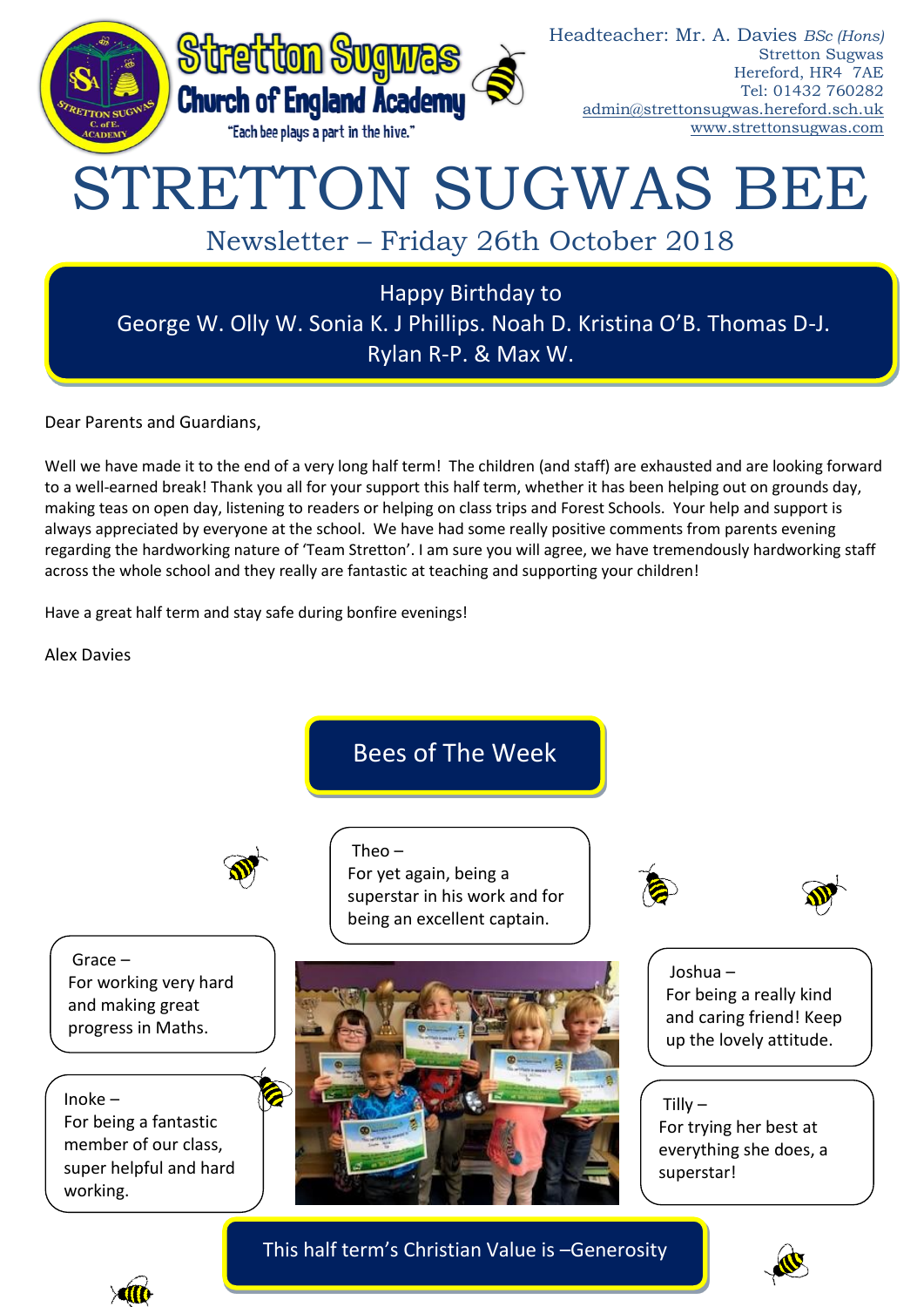Stretton Sugwas Church of England Academy

"Each bee plays a part in the hive."

Headteacher: Mr. A. Davies *BSc (Hons)*
Stretton Sugwas
Hereford, HR4 7AE
Tel: 01432 760282
admin@strettonsugwas.hereford.sch.uk
www.strettonsugwas.com

# STRETTON SUGWAS BEE

## Newsletter – Friday 26th October 2018

**Happy Birthday to**
**George W. Olly W. Sonia K. J Phillips. Noah D. Kristina O'B. Thomas D-J. Rylan R-P. & Max W.**

Dear Parents and Guardians,

Well we have made it to the end of a very long half term! The children (and staff) are exhausted and are looking forward to a well-earned break! Thank you all for your support this half term, whether it has been helping out on grounds day, making teas on open day, listening to readers or helping on class trips and Forest Schools. Your help and support is always appreciated by everyone at the school. We have had some really positive comments from parents evening regarding the hardworking nature of 'Team Stretton'. I am sure you will agree, we have tremendously hardworking staff across the whole school and they really are fantastic at teaching and supporting your children!

Have a great half term and stay safe during bonfire evenings!

Alex Davies

## Bees of The Week

Theo – For yet again, being a superstar in his work and for being an excellent captain.

Grace – For working very hard and making great progress in Maths.

Joshua – For being a really kind and caring friend! Keep up the lovely attitude.

Inoke – For being a fantastic member of our class, super helpful and hard working.

Tilly – For trying her best at everything she does, a superstar!

**This half term's Christian Value is –Generosity**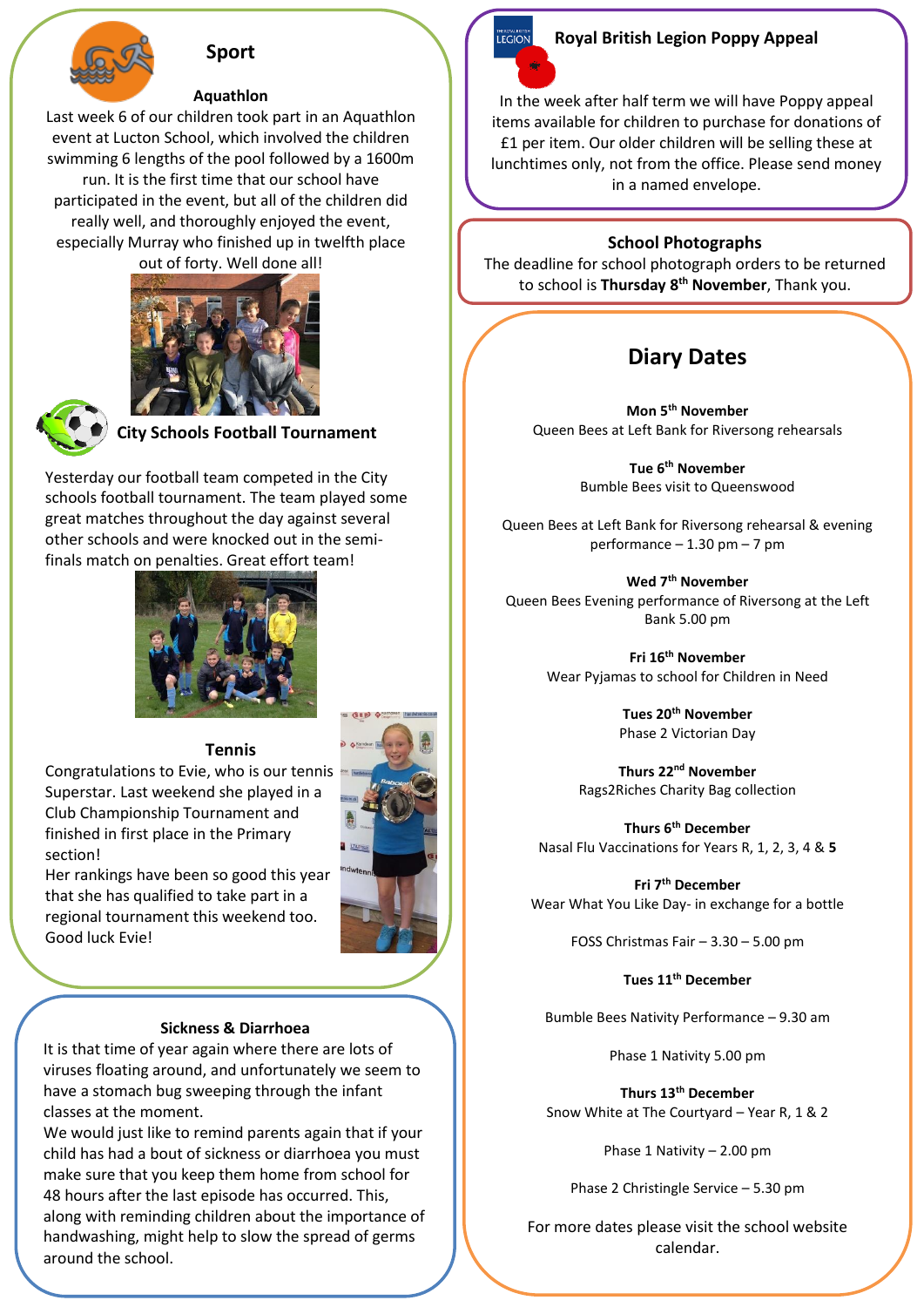## Sport

### Aquathlon

Last week 6 of our children took part in an Aquathlon event at Lucton School, which involved the children swimming 6 lengths of the pool followed by a 1600m run. It is the first time that our school have participated in the event, but all of the children did really well, and thoroughly enjoyed the event, especially Murray who finished up in twelfth place out of forty. Well done all!

### City Schools Football Tournament

Yesterday our football team competed in the City schools football tournament. The team played some great matches throughout the day against several other schools and were knocked out in the semi-finals match on penalties. Great effort team!

### Tennis

Congratulations to Evie, who is our tennis Superstar. Last weekend she played in a Club Championship Tournament and finished in first place in the Primary section!

Her rankings have been so good this year that she has qualified to take part in a regional tournament this weekend too. Good luck Evie!

## Sickness & Diarrhoea

It is that time of year again where there are lots of viruses floating around, and unfortunately we seem to have a stomach bug sweeping through the infant classes at the moment.

We would just like to remind parents again that if your child has had a bout of sickness or diarrhoea you must make sure that you keep them home from school for 48 hours after the last episode has occurred. This, along with reminding children about the importance of handwashing, might help to slow the spread of germs around the school.

## Royal British Legion Poppy Appeal

In the week after half term we will have Poppy appeal items available for children to purchase for donations of £1 per item. Our older children will be selling these at lunchtimes only, not from the office. Please send money in a named envelope.

## School Photographs

The deadline for school photograph orders to be returned to school is **Thursday 8th November**, Thank you.

## Diary Dates

**Mon 5th November**
Queen Bees at Left Bank for Riversong rehearsals

**Tue 6th November**
Bumble Bees visit to Queenswood

Queen Bees at Left Bank for Riversong rehearsal & evening performance – 1.30 pm – 7 pm

**Wed 7th November**
Queen Bees Evening performance of Riversong at the Left Bank 5.00 pm

**Fri 16th November**
Wear Pyjamas to school for Children in Need

**Tues 20th November**
Phase 2 Victorian Day

**Thurs 22nd November**
Rags2Riches Charity Bag collection

**Thurs 6th December**
Nasal Flu Vaccinations for Years R, 1, 2, 3, 4 & **5**

**Fri 7th December**
Wear What You Like Day- in exchange for a bottle

FOSS Christmas Fair – 3.30 – 5.00 pm

**Tues 11th December**

Bumble Bees Nativity Performance – 9.30 am

Phase 1 Nativity 5.00 pm

**Thurs 13th December**
Snow White at The Courtyard – Year R, 1 & 2

Phase 1 Nativity – 2.00 pm

Phase 2 Christingle Service – 5.30 pm

For more dates please visit the school website calendar.